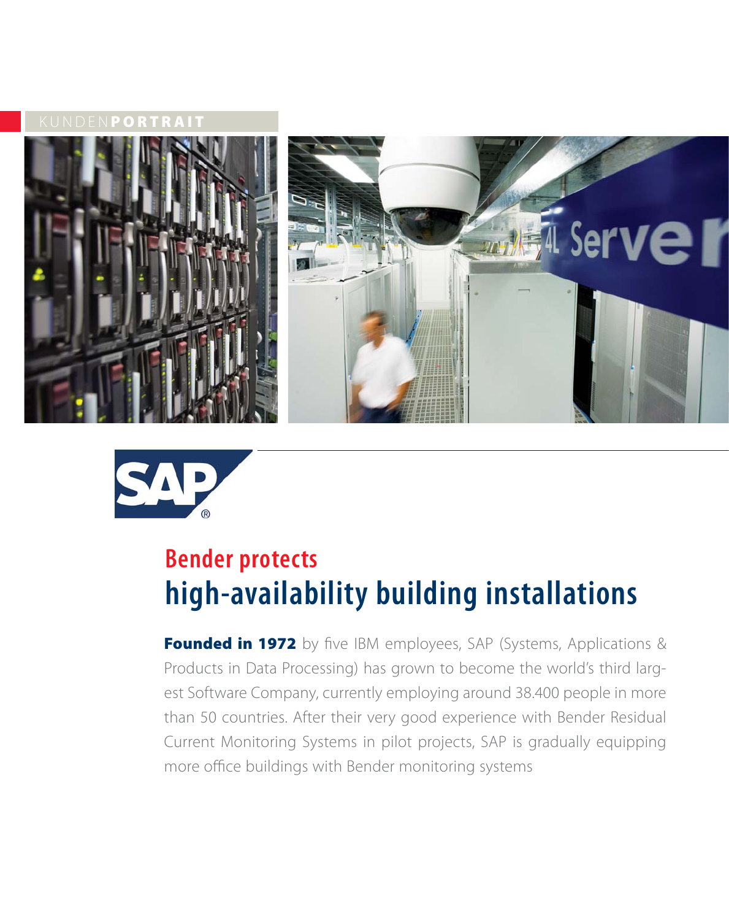KUNDEN**PORTRAIT**

# Bender protects
# high-availability building installations

**Founded in 1972** by five IBM employees, SAP (Systems, Applications & Products in Data Processing) has grown to become the world's third largest Software Company, currently employing around 38.400 people in more than 50 countries. After their very good experience with Bender Residual Current Monitoring Systems in pilot projects, SAP is gradually equipping more office buildings with Bender monitoring systems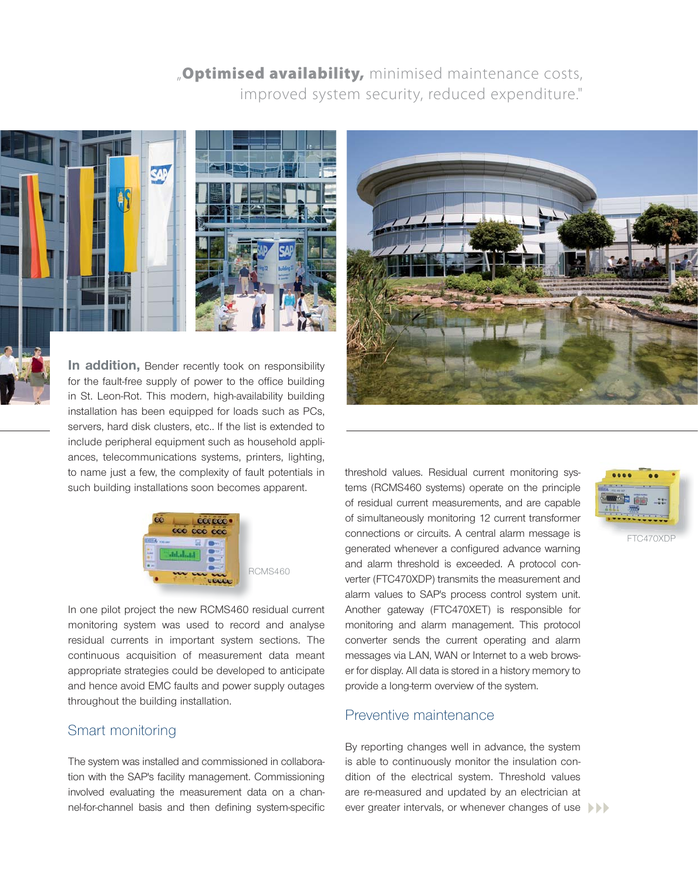„**Optimised availability,** minimised maintenance costs, improved system security, reduced expenditure."

**In addition,** Bender recently took on responsibility for the fault-free supply of power to the office building in St. Leon-Rot. This modern, high-availability building installation has been equipped for loads such as PCs, servers, hard disk clusters, etc.. If the list is extended to include peripheral equipment such as household appliances, telecommunications systems, printers, lighting, to name just a few, the complexity of fault potentials in such building installations soon becomes apparent.

RCMS460

In one pilot project the new RCMS460 residual current monitoring system was used to record and analyse residual currents in important system sections. The continuous acquisition of measurement data meant appropriate strategies could be developed to anticipate and hence avoid EMC faults and power supply outages throughout the building installation.

## Smart monitoring

The system was installed and commissioned in collaboration with the SAP's facility management. Commissioning involved evaluating the measurement data on a channel-for-channel basis and then defining system-specific threshold values. Residual current monitoring systems (RCMS460 systems) operate on the principle of residual current measurements, and are capable of simultaneously monitoring 12 current transformer connections or circuits. A central alarm message is generated whenever a configured advance warning and alarm threshold is exceeded. A protocol converter (FTC470XDP) transmits the measurement and alarm values to SAP's process control system unit. Another gateway (FTC470XET) is responsible for monitoring and alarm management. This protocol converter sends the current operating and alarm messages via LAN, WAN or Internet to a web browser for display. All data is stored in a history memory to provide a long-term overview of the system.

FTC470XDP

## Preventive maintenance

By reporting changes well in advance, the system is able to continuously monitor the insulation condition of the electrical system. Threshold values are re-measured and updated by an electrician at ever greater intervals, or whenever changes of use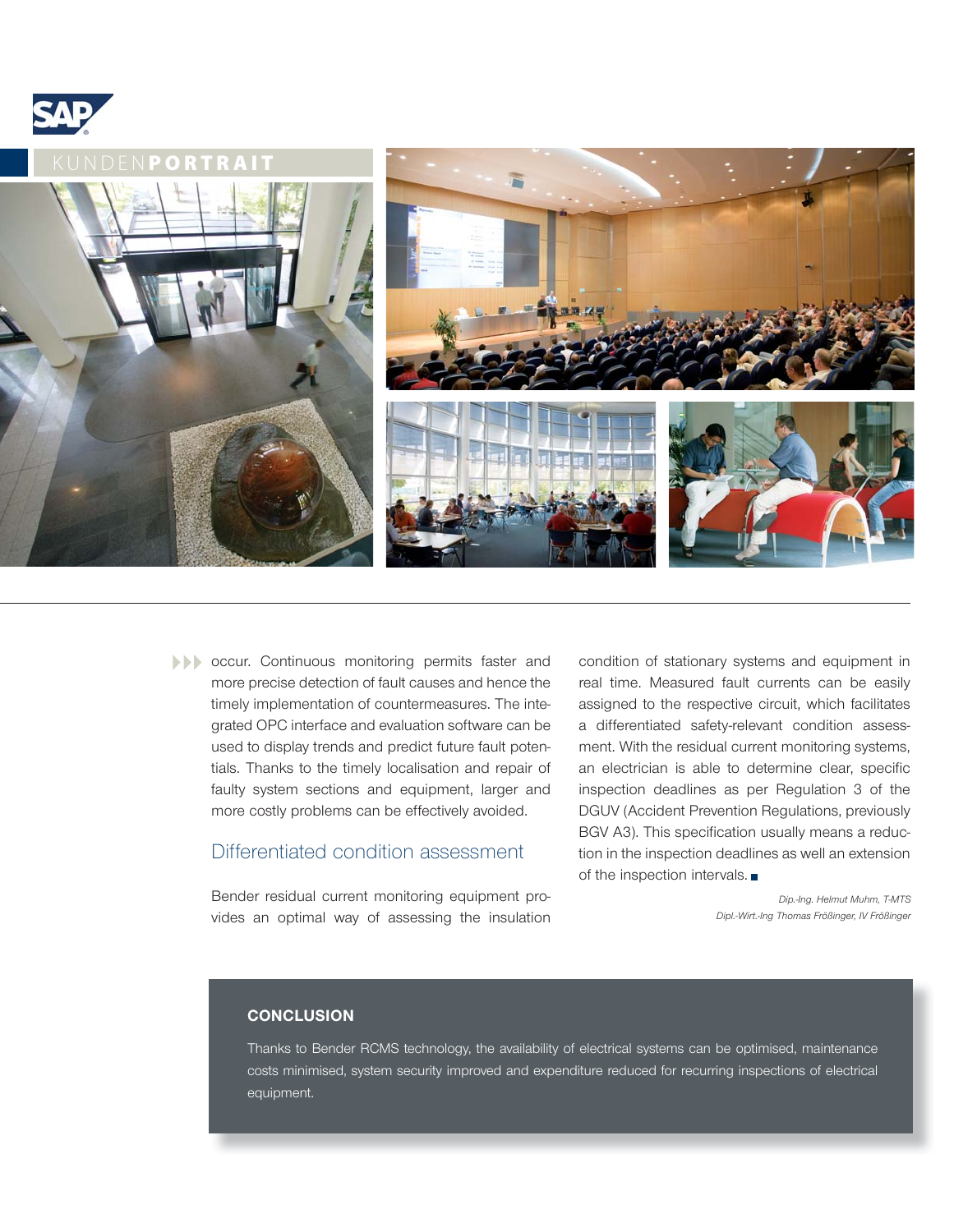KUNDEN**PORTRAIT**

occur. Continuous monitoring permits faster and more precise detection of fault causes and hence the timely implementation of countermeasures. The integrated OPC interface and evaluation software can be used to display trends and predict future fault potentials. Thanks to the timely localisation and repair of faulty system sections and equipment, larger and more costly problems can be effectively avoided.

## Differentiated condition assessment

Bender residual current monitoring equipment provides an optimal way of assessing the insulation condition of stationary systems and equipment in real time. Measured fault currents can be easily assigned to the respective circuit, which facilitates a differentiated safety-relevant condition assessment. With the residual current monitoring systems, an electrician is able to determine clear, specific inspection deadlines as per Regulation 3 of the DGUV (Accident Prevention Regulations, previously BGV A3). This specification usually means a reduction in the inspection deadlines as well an extension of the inspection intervals. ■

*Dip.-Ing. Helmut Muhm, T-MTS*
*Dipl.-Wirt.-Ing Thomas Frößinger, IV Frößinger*

**CONCLUSION**

Thanks to Bender RCMS technology, the availability of electrical systems can be optimised, maintenance costs minimised, system security improved and expenditure reduced for recurring inspections of electrical equipment.